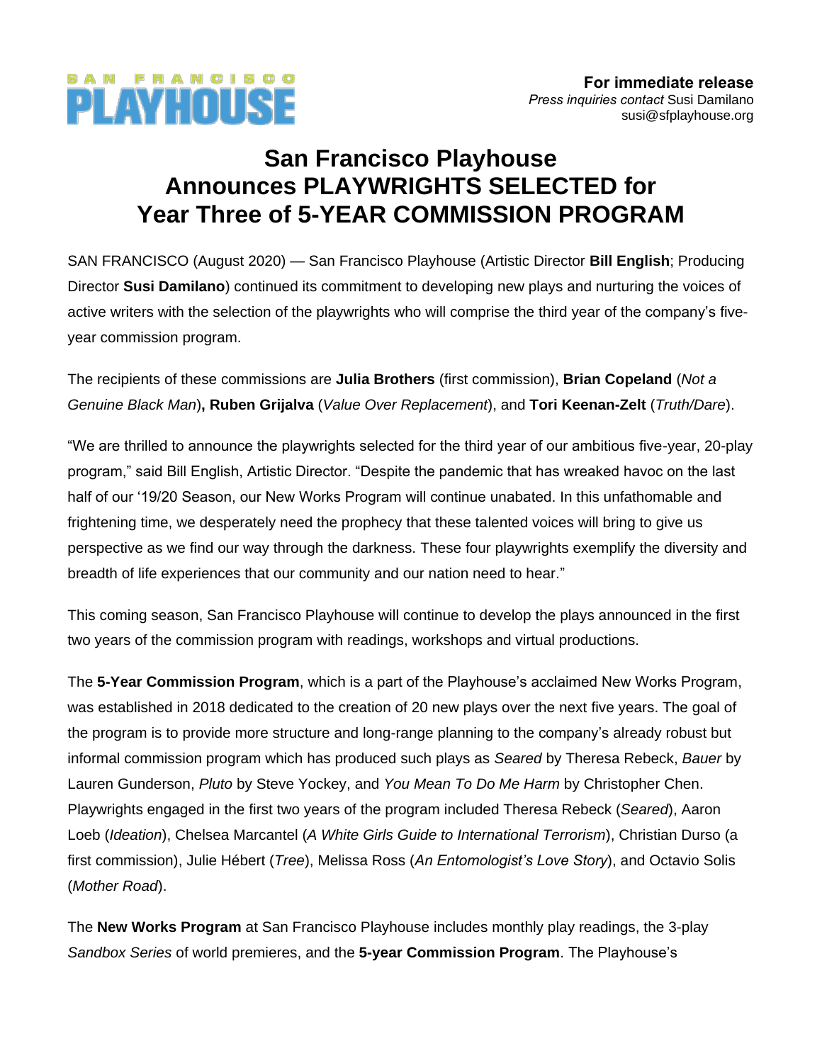SAN FRANCISCO PLAYHOUSE

**For immediate release**
*Press inquiries contact* Susi Damilano
susi@sfplayhouse.org

# San Francisco Playhouse Announces PLAYWRIGHTS SELECTED for Year Three of 5-YEAR COMMISSION PROGRAM

SAN FRANCISCO (August 2020) — San Francisco Playhouse (Artistic Director **Bill English**; Producing Director **Susi Damilano**) continued its commitment to developing new plays and nurturing the voices of active writers with the selection of the playwrights who will comprise the third year of the company's five-year commission program.

The recipients of these commissions are **Julia Brothers** (first commission), **Brian Copeland** (*Not a Genuine Black Man*)**, Ruben Grijalva** (*Value Over Replacement*), and **Tori Keenan-Zelt** (*Truth/Dare*).

"We are thrilled to announce the playwrights selected for the third year of our ambitious five-year, 20-play program," said Bill English, Artistic Director. "Despite the pandemic that has wreaked havoc on the last half of our '19/20 Season, our New Works Program will continue unabated. In this unfathomable and frightening time, we desperately need the prophecy that these talented voices will bring to give us perspective as we find our way through the darkness. These four playwrights exemplify the diversity and breadth of life experiences that our community and our nation need to hear."

This coming season, San Francisco Playhouse will continue to develop the plays announced in the first two years of the commission program with readings, workshops and virtual productions.

The **5-Year Commission Program**, which is a part of the Playhouse's acclaimed New Works Program, was established in 2018 dedicated to the creation of 20 new plays over the next five years. The goal of the program is to provide more structure and long-range planning to the company's already robust but informal commission program which has produced such plays as *Seared* by Theresa Rebeck, *Bauer* by Lauren Gunderson, *Pluto* by Steve Yockey, and *You Mean To Do Me Harm* by Christopher Chen. Playwrights engaged in the first two years of the program included Theresa Rebeck (*Seared*), Aaron Loeb (*Ideation*), Chelsea Marcantel (*A White Girls Guide to International Terrorism*), Christian Durso (a first commission), Julie Hébert (*Tree*), Melissa Ross (*An Entomologist's Love Story*), and Octavio Solis (*Mother Road*).

The **New Works Program** at San Francisco Playhouse includes monthly play readings, the 3-play *Sandbox Series* of world premieres, and the **5-year Commission Program**. The Playhouse's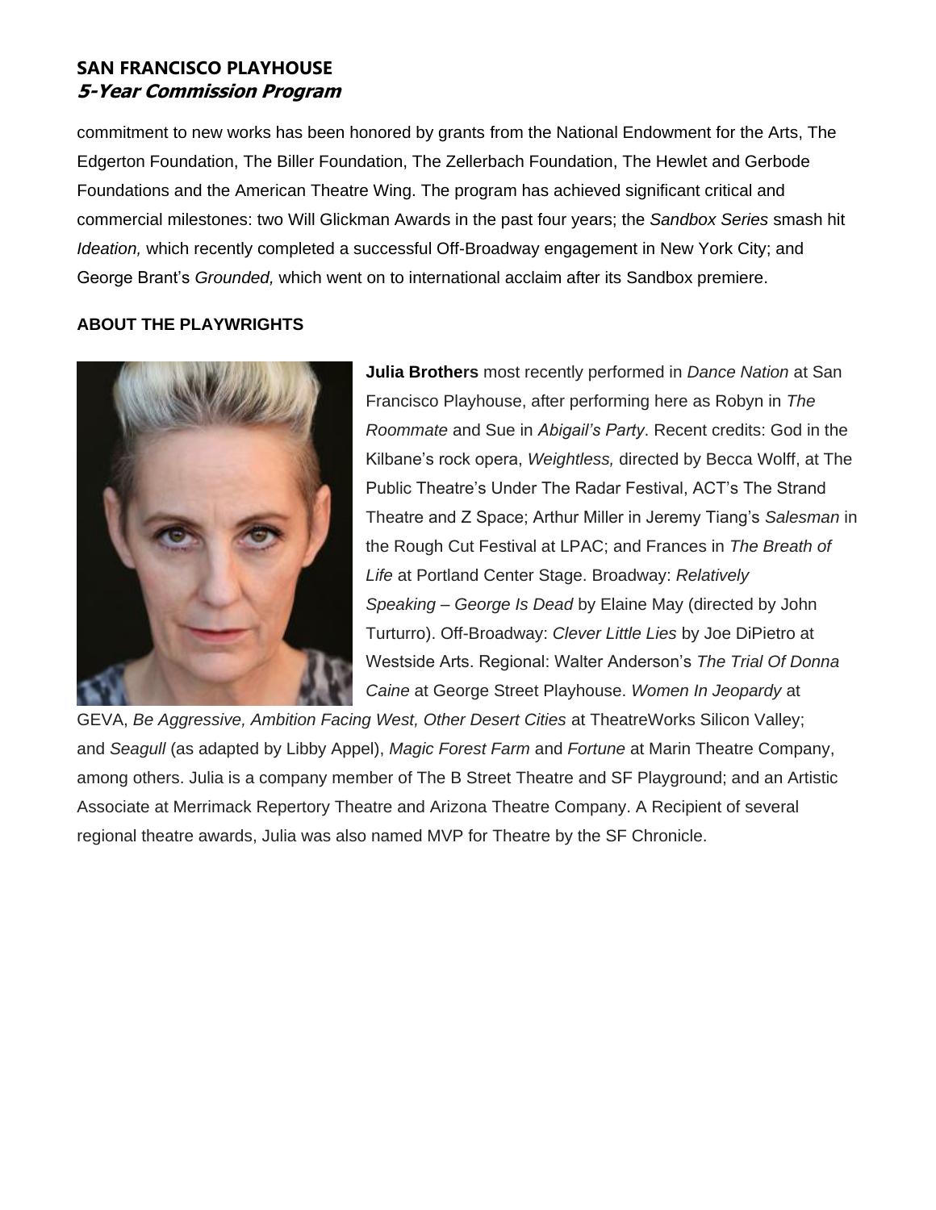commitment to new works has been honored by grants from the National Endowment for the Arts, The Edgerton Foundation, The Biller Foundation, The Zellerbach Foundation, The Hewlet and Gerbode Foundations and the American Theatre Wing. The program has achieved significant critical and commercial milestones: two Will Glickman Awards in the past four years; the *Sandbox Series* smash hit *Ideation,* which recently completed a successful Off-Broadway engagement in New York City; and George Brant's *Grounded,* which went on to international acclaim after its Sandbox premiere.

**ABOUT THE PLAYWRIGHTS**

**Julia Brothers** most recently performed in *Dance Nation* at San Francisco Playhouse, after performing here as Robyn in *The Roommate* and Sue in *Abigail's Party*. Recent credits: God in the Kilbane's rock opera, *Weightless,* directed by Becca Wolff, at The Public Theatre's Under The Radar Festival, ACT's The Strand Theatre and Z Space; Arthur Miller in Jeremy Tiang's *Salesman* in the Rough Cut Festival at LPAC; and Frances in *The Breath of Life* at Portland Center Stage. Broadway: *Relatively Speaking – George Is Dead* by Elaine May (directed by John Turturro). Off-Broadway: *Clever Little Lies* by Joe DiPietro at Westside Arts. Regional: Walter Anderson's *The Trial Of Donna Caine* at George Street Playhouse. *Women In Jeopardy* at GEVA, *Be Aggressive, Ambition Facing West, Other Desert Cities* at TheatreWorks Silicon Valley; and *Seagull* (as adapted by Libby Appel), *Magic Forest Farm* and *Fortune* at Marin Theatre Company, among others. Julia is a company member of The B Street Theatre and SF Playground; and an Artistic Associate at Merrimack Repertory Theatre and Arizona Theatre Company. A Recipient of several regional theatre awards, Julia was also named MVP for Theatre by the SF Chronicle.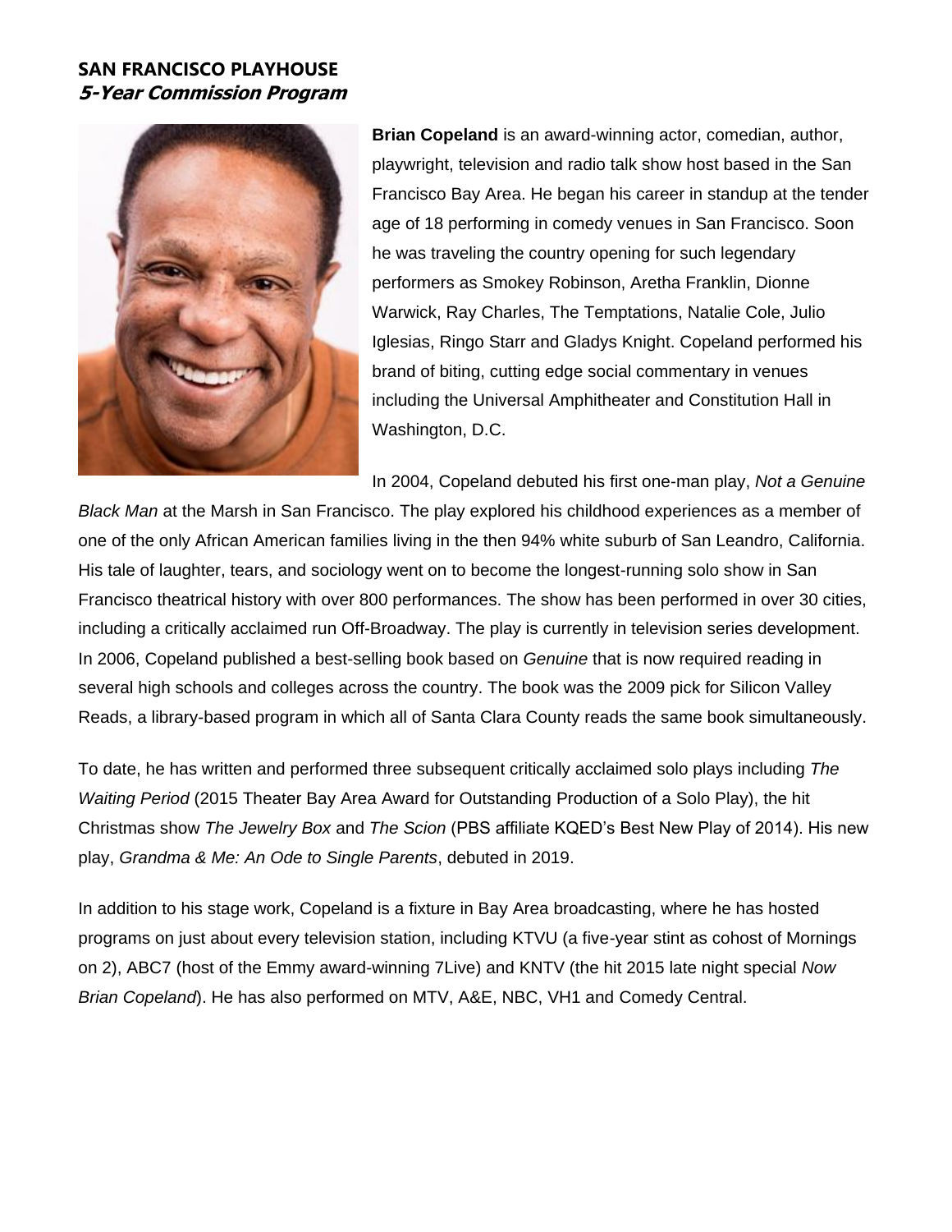**SAN FRANCISCO PLAYHOUSE**
***5-Year Commission Program***

**Brian Copeland** is an award-winning actor, comedian, author, playwright, television and radio talk show host based in the San Francisco Bay Area. He began his career in standup at the tender age of 18 performing in comedy venues in San Francisco. Soon he was traveling the country opening for such legendary performers as Smokey Robinson, Aretha Franklin, Dionne Warwick, Ray Charles, The Temptations, Natalie Cole, Julio Iglesias, Ringo Starr and Gladys Knight. Copeland performed his brand of biting, cutting edge social commentary in venues including the Universal Amphitheater and Constitution Hall in Washington, D.C.

In 2004, Copeland debuted his first one-man play, *Not a Genuine Black Man* at the Marsh in San Francisco. The play explored his childhood experiences as a member of one of the only African American families living in the then 94% white suburb of San Leandro, California. His tale of laughter, tears, and sociology went on to become the longest-running solo show in San Francisco theatrical history with over 800 performances. The show has been performed in over 30 cities, including a critically acclaimed run Off-Broadway. The play is currently in television series development. In 2006, Copeland published a best-selling book based on *Genuine* that is now required reading in several high schools and colleges across the country. The book was the 2009 pick for Silicon Valley Reads, a library-based program in which all of Santa Clara County reads the same book simultaneously.

To date, he has written and performed three subsequent critically acclaimed solo plays including *The Waiting Period* (2015 Theater Bay Area Award for Outstanding Production of a Solo Play), the hit Christmas show *The Jewelry Box* and *The Scion* (PBS affiliate KQED's Best New Play of 2014). His new play, *Grandma & Me: An Ode to Single Parents*, debuted in 2019.

In addition to his stage work, Copeland is a fixture in Bay Area broadcasting, where he has hosted programs on just about every television station, including KTVU (a five-year stint as cohost of Mornings on 2), ABC7 (host of the Emmy award-winning 7Live) and KNTV (the hit 2015 late night special *Now Brian Copeland*). He has also performed on MTV, A&E, NBC, VH1 and Comedy Central.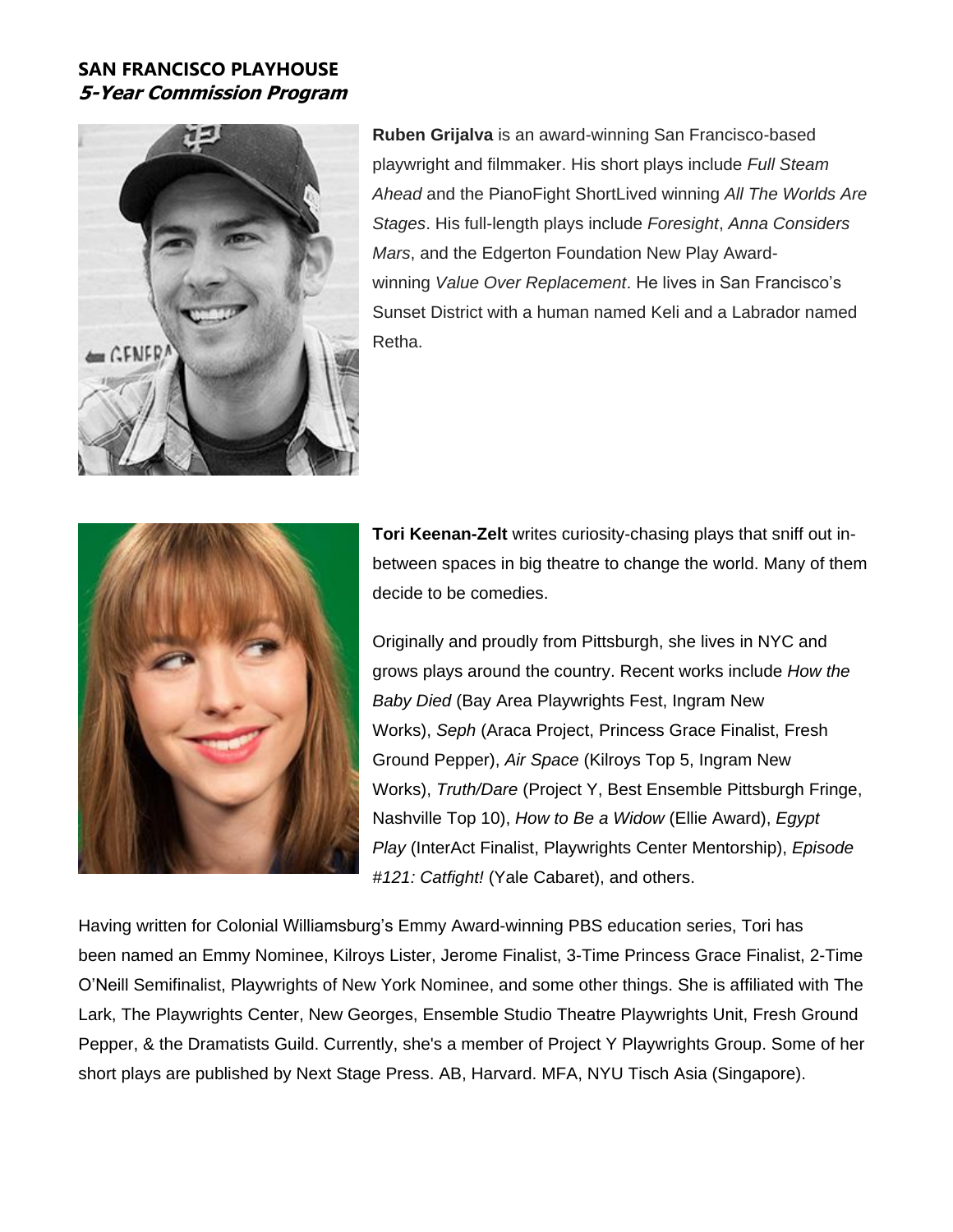**SAN FRANCISCO PLAYHOUSE**
***5-Year Commission Program***

**Ruben Grijalva** is an award-winning San Francisco-based playwright and filmmaker. His short plays include *Full Steam Ahead* and the PianoFight ShortLived winning *All The Worlds Are Stages*. His full-length plays include *Foresight*, *Anna Considers Mars*, and the Edgerton Foundation New Play Award-winning *Value Over Replacement*. He lives in San Francisco's Sunset District with a human named Keli and a Labrador named Retha.

**Tori Keenan-Zelt** writes curiosity-chasing plays that sniff out in-between spaces in big theatre to change the world. Many of them decide to be comedies.

Originally and proudly from Pittsburgh, she lives in NYC and grows plays around the country. Recent works include *How the Baby Died* (Bay Area Playwrights Fest, Ingram New Works), *Seph* (Araca Project, Princess Grace Finalist, Fresh Ground Pepper), *Air Space* (Kilroys Top 5, Ingram New Works), *Truth/Dare* (Project Y, Best Ensemble Pittsburgh Fringe, Nashville Top 10), *How to Be a Widow* (Ellie Award), *Egypt Play* (InterAct Finalist, Playwrights Center Mentorship), *Episode #121: Catfight!* (Yale Cabaret), and others.

Having written for Colonial Williamsburg's Emmy Award-winning PBS education series, Tori has been named an Emmy Nominee, Kilroys Lister, Jerome Finalist, 3-Time Princess Grace Finalist, 2-Time O'Neill Semifinalist, Playwrights of New York Nominee, and some other things. She is affiliated with The Lark, The Playwrights Center, New Georges, Ensemble Studio Theatre Playwrights Unit, Fresh Ground Pepper, & the Dramatists Guild. Currently, she's a member of Project Y Playwrights Group. Some of her short plays are published by Next Stage Press. AB, Harvard. MFA, NYU Tisch Asia (Singapore).